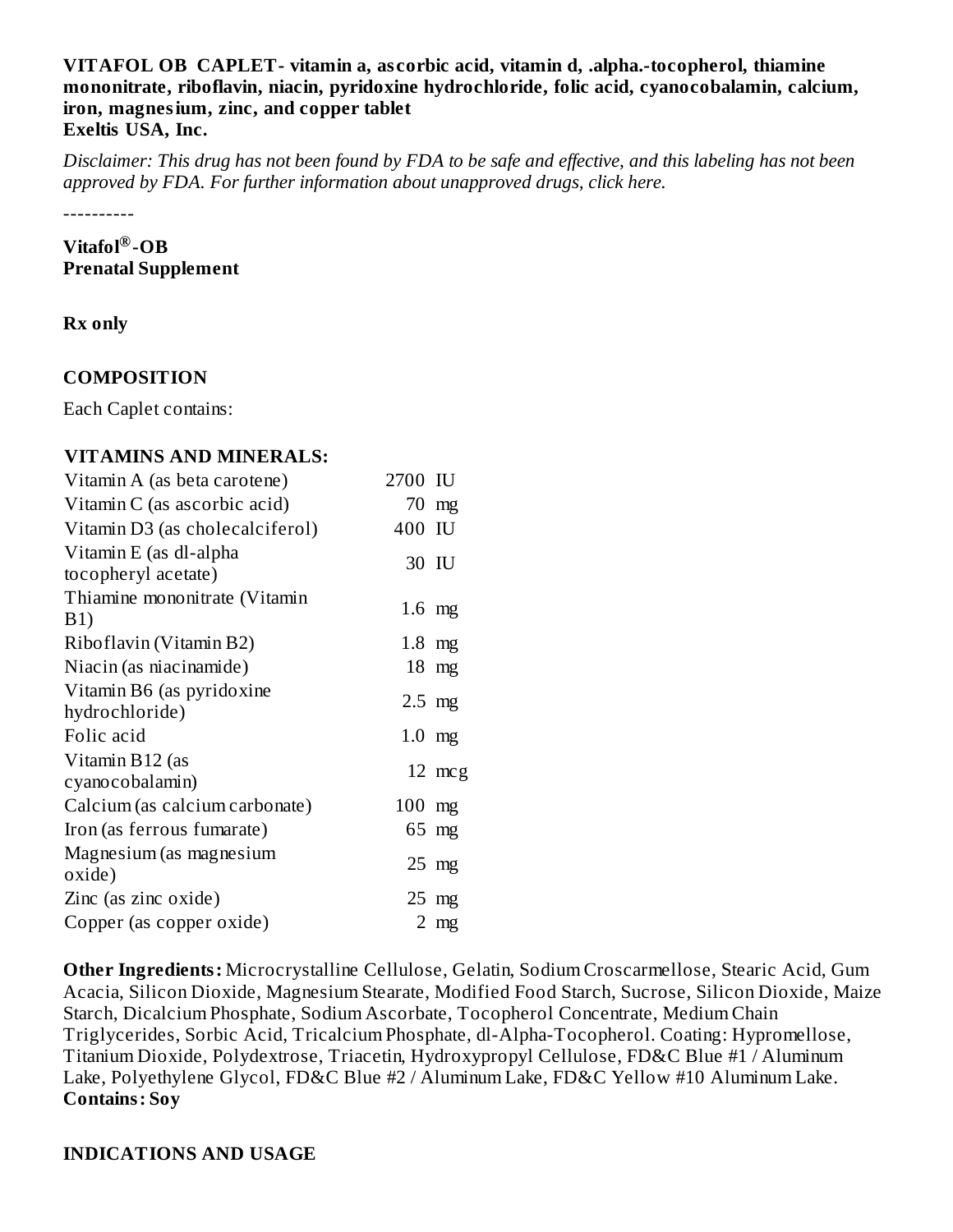**VITAFOL OB CAPLET- vitamin a, ascorbic acid, vitamin d, .alpha.-tocopherol, thiamine mononitrate, riboflavin, niacin, pyridoxine hydrochloride, folic acid, cyanocobalamin, calcium, iron, magnesium, zinc, and copper tablet**
**Exeltis USA, Inc.**

*Disclaimer: This drug has not been found by FDA to be safe and effective, and this labeling has not been approved by FDA. For further information about unapproved drugs, click here.*

----------

**Vitafol®-OB**
**Prenatal Supplement**

**Rx only**

## COMPOSITION

Each Caplet contains:

| VITAMINS AND MINERALS: | | |
|---|---|---|
| Vitamin A (as beta carotene) | 2700 | IU |
| Vitamin C (as ascorbic acid) | 70 | mg |
| Vitamin D3 (as cholecalciferol) | 400 | IU |
| Vitamin E (as dl-alpha tocopheryl acetate) | 30 | IU |
| Thiamine mononitrate (Vitamin B1) | 1.6 | mg |
| Riboflavin (Vitamin B2) | 1.8 | mg |
| Niacin (as niacinamide) | 18 | mg |
| Vitamin B6 (as pyridoxine hydrochloride) | 2.5 | mg |
| Folic acid | 1.0 | mg |
| Vitamin B12 (as cyanocobalamin) | 12 | mcg |
| Calcium (as calcium carbonate) | 100 | mg |
| Iron (as ferrous fumarate) | 65 | mg |
| Magnesium (as magnesium oxide) | 25 | mg |
| Zinc (as zinc oxide) | 25 | mg |
| Copper (as copper oxide) | 2 | mg |

**Other Ingredients:** Microcrystalline Cellulose, Gelatin, Sodium Croscarmellose, Stearic Acid, Gum Acacia, Silicon Dioxide, Magnesium Stearate, Modified Food Starch, Sucrose, Silicon Dioxide, Maize Starch, Dicalcium Phosphate, Sodium Ascorbate, Tocopherol Concentrate, Medium Chain Triglycerides, Sorbic Acid, Tricalcium Phosphate, dl-Alpha-Tocopherol. Coating: Hypromellose, Titanium Dioxide, Polydextrose, Triacetin, Hydroxypropyl Cellulose, FD&C Blue #1 / Aluminum Lake, Polyethylene Glycol, FD&C Blue #2 / Aluminum Lake, FD&C Yellow #10 Aluminum Lake.
**Contains: Soy**

## INDICATIONS AND USAGE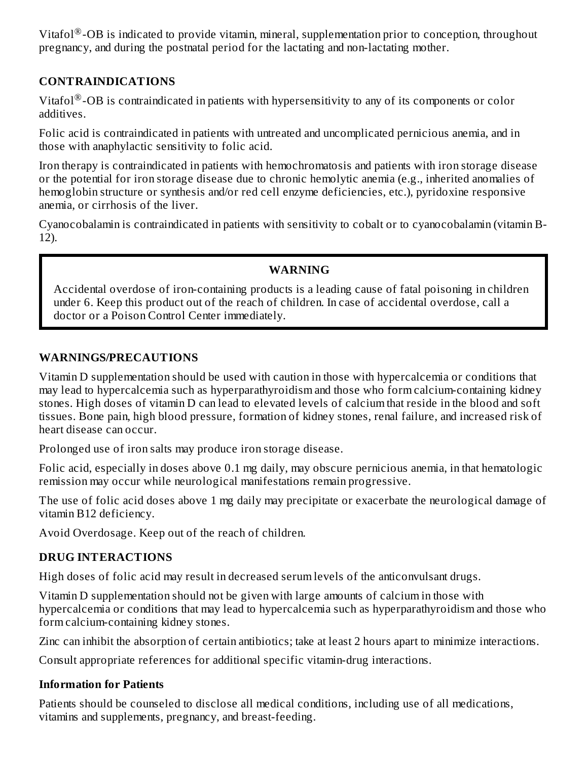Vitafol®-OB is indicated to provide vitamin, mineral, supplementation prior to conception, throughout pregnancy, and during the postnatal period for the lactating and non-lactating mother.

## CONTRAINDICATIONS

Vitafol®-OB is contraindicated in patients with hypersensitivity to any of its components or color additives.

Folic acid is contraindicated in patients with untreated and uncomplicated pernicious anemia, and in those with anaphylactic sensitivity to folic acid.

Iron therapy is contraindicated in patients with hemochromatosis and patients with iron storage disease or the potential for iron storage disease due to chronic hemolytic anemia (e.g., inherited anomalies of hemoglobin structure or synthesis and/or red cell enzyme deficiencies, etc.), pyridoxine responsive anemia, or cirrhosis of the liver.

Cyanocobalamin is contraindicated in patients with sensitivity to cobalt or to cyanocobalamin (vitamin B-12).

> **WARNING**
>
> Accidental overdose of iron-containing products is a leading cause of fatal poisoning in children under 6. Keep this product out of the reach of children. In case of accidental overdose, call a doctor or a Poison Control Center immediately.

## WARNINGS/PRECAUTIONS

Vitamin D supplementation should be used with caution in those with hypercalcemia or conditions that may lead to hypercalcemia such as hyperparathyroidism and those who form calcium-containing kidney stones. High doses of vitamin D can lead to elevated levels of calcium that reside in the blood and soft tissues. Bone pain, high blood pressure, formation of kidney stones, renal failure, and increased risk of heart disease can occur.

Prolonged use of iron salts may produce iron storage disease.

Folic acid, especially in doses above 0.1 mg daily, may obscure pernicious anemia, in that hematologic remission may occur while neurological manifestations remain progressive.

The use of folic acid doses above 1 mg daily may precipitate or exacerbate the neurological damage of vitamin B12 deficiency.

Avoid Overdosage. Keep out of the reach of children.

## DRUG INTERACTIONS

High doses of folic acid may result in decreased serum levels of the anticonvulsant drugs.

Vitamin D supplementation should not be given with large amounts of calcium in those with hypercalcemia or conditions that may lead to hypercalcemia such as hyperparathyroidism and those who form calcium-containing kidney stones.

Zinc can inhibit the absorption of certain antibiotics; take at least 2 hours apart to minimize interactions.

Consult appropriate references for additional specific vitamin-drug interactions.

### Information for Patients

Patients should be counseled to disclose all medical conditions, including use of all medications, vitamins and supplements, pregnancy, and breast-feeding.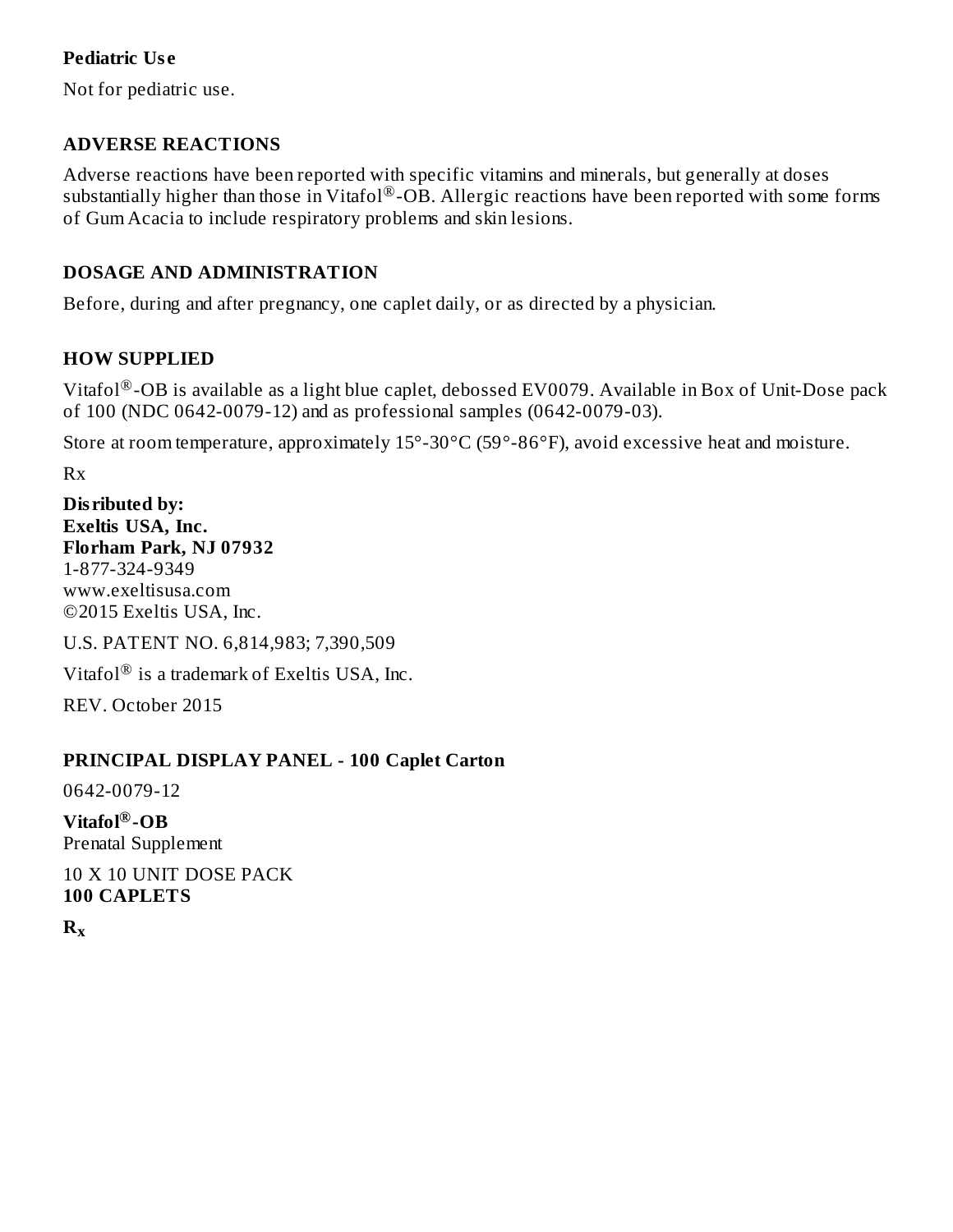**Pediatric Use**

Not for pediatric use.

## ADVERSE REACTIONS

Adverse reactions have been reported with specific vitamins and minerals, but generally at doses substantially higher than those in Vitafol®-OB. Allergic reactions have been reported with some forms of Gum Acacia to include respiratory problems and skin lesions.

## DOSAGE AND ADMINISTRATION

Before, during and after pregnancy, one caplet daily, or as directed by a physician.

## HOW SUPPLIED

Vitafol®-OB is available as a light blue caplet, debossed EV0079. Available in Box of Unit-Dose pack of 100 (NDC 0642-0079-12) and as professional samples (0642-0079-03).

Store at room temperature, approximately 15°-30°C (59°-86°F), avoid excessive heat and moisture.

Rx

**Disributed by:**
**Exeltis USA, Inc.**
**Florham Park, NJ 07932**
1-877-324-9349
www.exeltisusa.com
©2015 Exeltis USA, Inc.

U.S. PATENT NO. 6,814,983; 7,390,509

Vitafol® is a trademark of Exeltis USA, Inc.

REV. October 2015

## PRINCIPAL DISPLAY PANEL - 100 Caplet Carton

0642-0079-12

**Vitafol®-OB**
Prenatal Supplement

10 X 10 UNIT DOSE PACK
**100 CAPLETS**

$\mathbf{R_x}$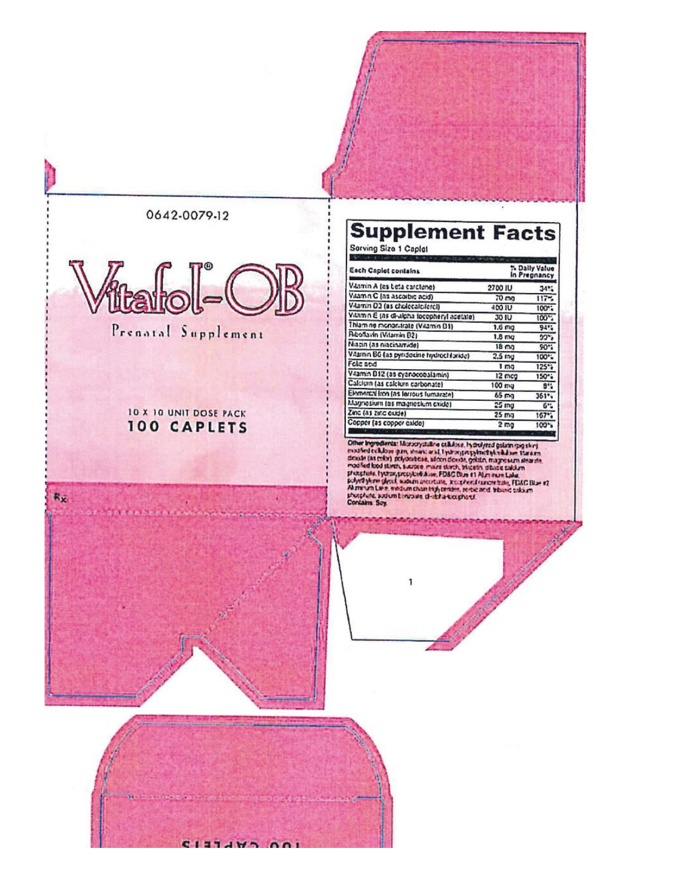0642-0079-12

# Vitafol®-OB

Prenatal Supplement

10 X 10 UNIT DOSE PACK
**100 CAPLETS**

Rx

## Supplement Facts

Serving Size 1 Caplet

| Each Caplet contains | | % Daily Value in Pregnancy |
|---|---|---|
| Vitamin A (as beta carotene) | 2700 IU | 34% |
| Vitamin C (as ascorbic acid) | 70 mg | 117% |
| Vitamin D3 (as cholecalciferol) | 400 IU | 100% |
| Vitamin E (as dl-alpha tocopheryl acetate) | 30 IU | 100% |
| Thiamine mononitrate (Vitamin B1) | 1.6 mg | 94% |
| Riboflavin (Vitamin B2) | 1.8 mg | 90% |
| Niacin (as niacinamide) | 18 mg | 90% |
| Vitamin B6 (as pyridoxine hydrochloride) | 2.5 mg | 100% |
| Folic acid | 1 mg | 125% |
| Vitamin B12 (as cyanocobalamin) | 12 mcg | 150% |
| Calcium (as calcium carbonate) | 100 mg | 8% |
| Elemental Iron (as ferrous fumarate) | 65 mg | 361% |
| Magnesium (as magnesium oxide) | 25 mg | 6% |
| Zinc (as zinc oxide) | 25 mg | 167% |
| Copper (as copper oxide) | 2 mg | 100% |

**Other Ingredients:** Microcrystalline cellulose, hydrolyzed gelatin (pig skin), modified cellulose gum, stearic acid, hydroxypropylmethylcellulose, titanium dioxide (as color), polydextrose, silicon dioxide, gelatin, magnesium stearate, modified food starch, sucrose, maize starch, triacetin, dibasic calcium phosphate, hydroxypropylcellulose, FD&C Blue #1 Aluminum Lake, polyethylene glycol, sodium ascorbate, tocopherol concentrate, FD&C Blue #2 Aluminum Lake, medium chain triglycerides, sorbic acid, tribasic calcium phosphate, sodium benzoate, dl-alpha-tocopherol.
**Contains:** Soy.

100 CAPLETS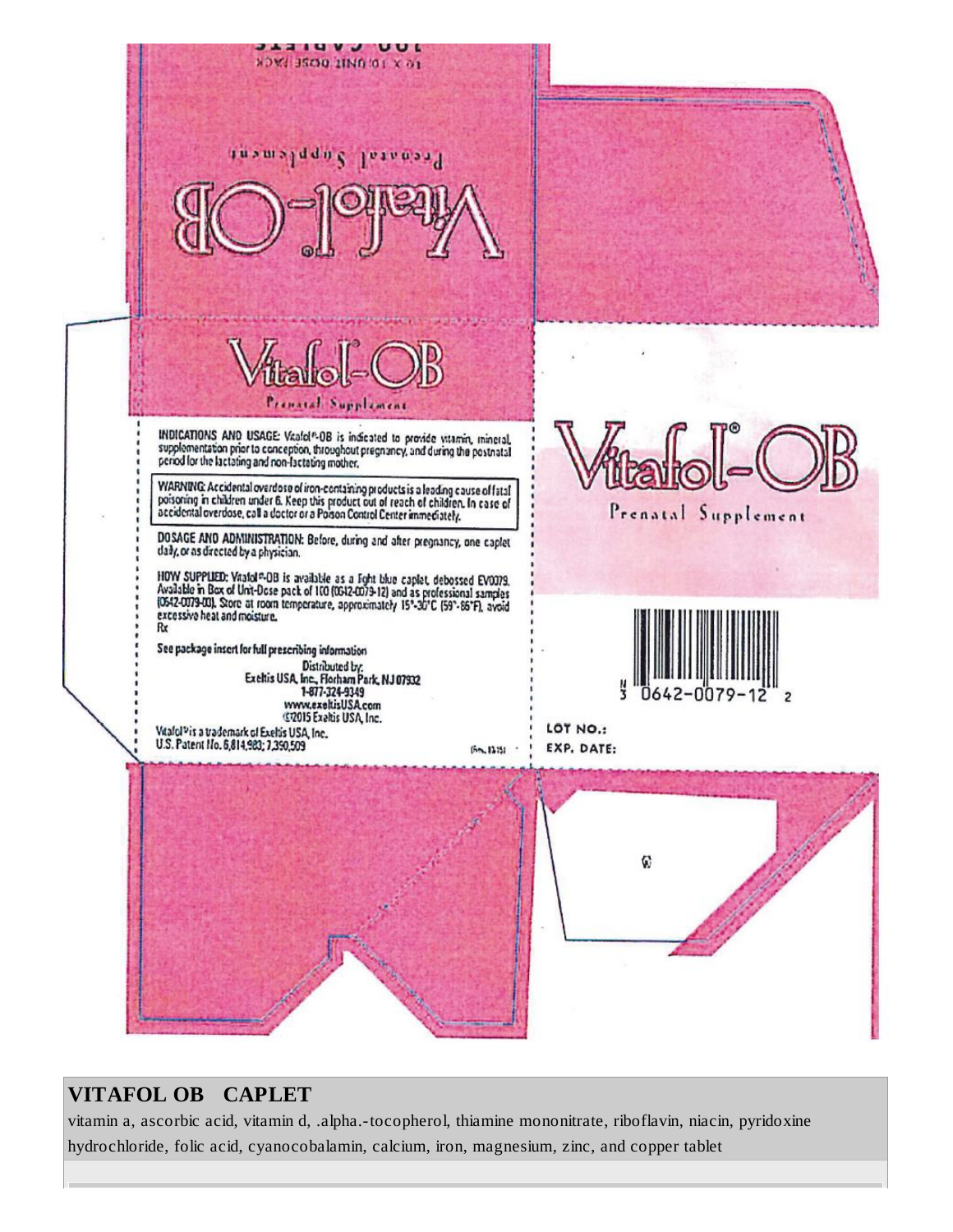100 CAPLETS
10 X 10 UNIT DOSE PACK

Vitafol®-OB
Prenatal Supplement

Vitafol®-OB
Prenatal Supplement

INDICATIONS AND USAGE: Vitafol®-OB is indicated to provide vitamin, mineral, supplementation prior to conception, throughout pregnancy, and during the postnatal period for the lactating and non-lactating mother.

WARNING: Accidental overdose of iron-containing products is a leading cause of fatal poisoning in children under 6. Keep this product out of reach of children. In case of accidental overdose, call a doctor or a Poison Control Center immediately.

DOSAGE AND ADMINISTRATION: Before, during and after pregnancy, one caplet daily, or as directed by a physician.

HOW SUPPLIED: Vitafol®-OB is available as a light blue caplet, debossed EV0079. Available in Box of Unit-Dose pack of 100 (0642-0079-12) and as professional samples (0642-0079-00). Store at room temperature, approximately 15°-30°C (59°-86°F), avoid excessive heat and moisture.
Rx

See package insert for full prescribing information

Distributed by:
Exeltis USA, Inc., Florham Park, NJ 07932
1-877-324-9349
www.exeltisUSA.com
©2015 Exeltis USA, Inc.

Vitafol® is a trademark of Exeltis USA, Inc.
U.S. Patent No. 6,814,983; 7,390,509

Vitafol®-OB
Prenatal Supplement

N 3 0642-0079-12 2

LOT NO.:
EXP. DATE:

## VITAFOL OB CAPLET

vitamin a, ascorbic acid, vitamin d, .alpha.-tocopherol, thiamine mononitrate, riboflavin, niacin, pyridoxine hydrochloride, folic acid, cyanocobalamin, calcium, iron, magnesium, zinc, and copper tablet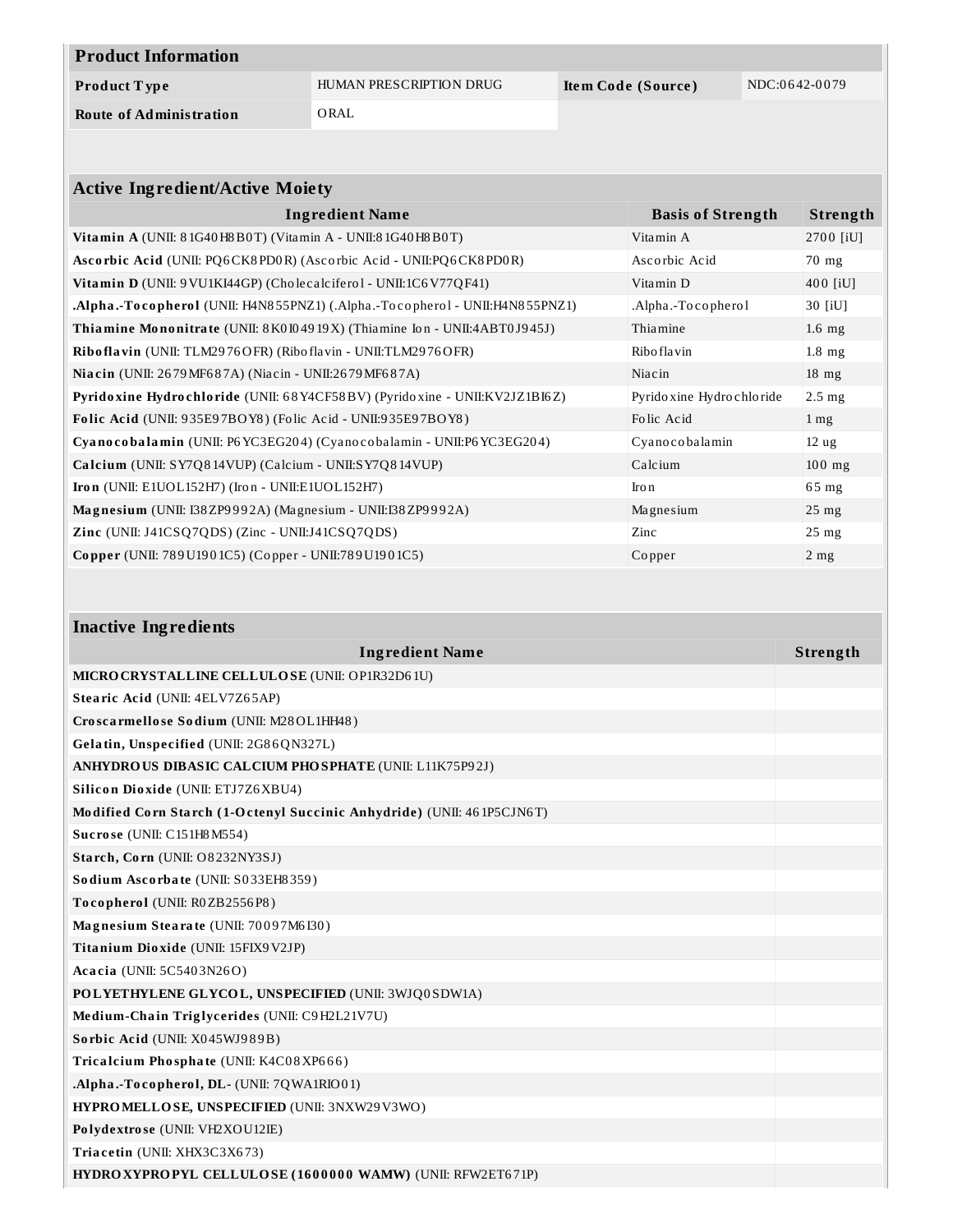| Product Information | | | |
|---|---|---|---|
| **Product Type** | HUMAN PRESCRIPTION DRUG | **Item Code (Source)** | NDC:0642-0079 |
| **Route of Administration** | ORAL | | |

| Active Ingredient/Active Moiety | | |
|---|---|---|
| **Ingredient Name** | **Basis of Strength** | **Strength** |
| **Vitamin A** (UNII: 81G40H8B0T) (Vitamin A - UNII:81G40H8B0T) | Vitamin A | 2700 [iU] |
| **Ascorbic Acid** (UNII: PQ6CK8PD0R) (Ascorbic Acid - UNII:PQ6CK8PD0R) | Ascorbic Acid | 70 mg |
| **Vitamin D** (UNII: 9VU1KI44GP) (Cholecalciferol - UNII:1C6V77QF41) | Vitamin D | 400 [iU] |
| **.Alpha.-Tocopherol** (UNII: H4N855PNZ1) (.Alpha.-Tocopherol - UNII:H4N855PNZ1) | .Alpha.-Tocopherol | 30 [iU] |
| **Thiamine Mononitrate** (UNII: 8K0I04919X) (Thiamine Ion - UNII:4ABT0J945J) | Thiamine | 1.6 mg |
| **Riboflavin** (UNII: TLM2976OFR) (Riboflavin - UNII:TLM2976OFR) | Riboflavin | 1.8 mg |
| **Niacin** (UNII: 2679MF687A) (Niacin - UNII:2679MF687A) | Niacin | 18 mg |
| **Pyridoxine Hydrochloride** (UNII: 68Y4CF58BV) (Pyridoxine - UNII:KV2JZ1BI6Z) | Pyridoxine Hydrochloride | 2.5 mg |
| **Folic Acid** (UNII: 935E97BOY8) (Folic Acid - UNII:935E97BOY8) | Folic Acid | 1 mg |
| **Cyanocobalamin** (UNII: P6YC3EG204) (Cyanocobalamin - UNII:P6YC3EG204) | Cyanocobalamin | 12 ug |
| **Calcium** (UNII: SY7Q814VUP) (Calcium - UNII:SY7Q814VUP) | Calcium | 100 mg |
| **Iron** (UNII: E1UOL152H7) (Iron - UNII:E1UOL152H7) | Iron | 65 mg |
| **Magnesium** (UNII: I38ZP9992A) (Magnesium - UNII:I38ZP9992A) | Magnesium | 25 mg |
| **Zinc** (UNII: J41CSQ7QDS) (Zinc - UNII:J41CSQ7QDS) | Zinc | 25 mg |
| **Copper** (UNII: 789U1901C5) (Copper - UNII:789U1901C5) | Copper | 2 mg |

| Inactive Ingredients | |
|---|---|
| **Ingredient Name** | **Strength** |
| **MICROCRYSTALLINE CELLULOSE** (UNII: OP1R32D61U) | |
| **Stearic Acid** (UNII: 4ELV7Z65AP) | |
| **Croscarmellose Sodium** (UNII: M28OL1HH48) | |
| **Gelatin, Unspecified** (UNII: 2G86QN327L) | |
| **ANHYDROUS DIBASIC CALCIUM PHOSPHATE** (UNII: L11K75P92J) | |
| **Silicon Dioxide** (UNII: ETJ7Z6XBU4) | |
| **Modified Corn Starch (1-Octenyl Succinic Anhydride)** (UNII: 461P5CJN6T) | |
| **Sucrose** (UNII: C151H8M554) | |
| **Starch, Corn** (UNII: O8232NY3SJ) | |
| **Sodium Ascorbate** (UNII: S033EH8359) | |
| **Tocopherol** (UNII: R0ZB2556P8) | |
| **Magnesium Stearate** (UNII: 70097M6I30) | |
| **Titanium Dioxide** (UNII: 15FIX9V2JP) | |
| **Acacia** (UNII: 5C5403N26O) | |
| **POLYETHYLENE GLYCOL, UNSPECIFIED** (UNII: 3WJQ0SDW1A) | |
| **Medium-Chain Triglycerides** (UNII: C9H2L21V7U) | |
| **Sorbic Acid** (UNII: X045WJ989B) | |
| **Tricalcium Phosphate** (UNII: K4C08XP666) | |
| **.Alpha.-Tocopherol, DL-** (UNII: 7QWA1RIO01) | |
| **HYPROMELLOSE, UNSPECIFIED** (UNII: 3NXW29V3WO) | |
| **Polydextrose** (UNII: VH2XOU12IE) | |
| **Triacetin** (UNII: XHX3C3X673) | |
| **HYDROXYPROPYL CELLULOSE (1600000 WAMW)** (UNII: RFW2ET671P) | |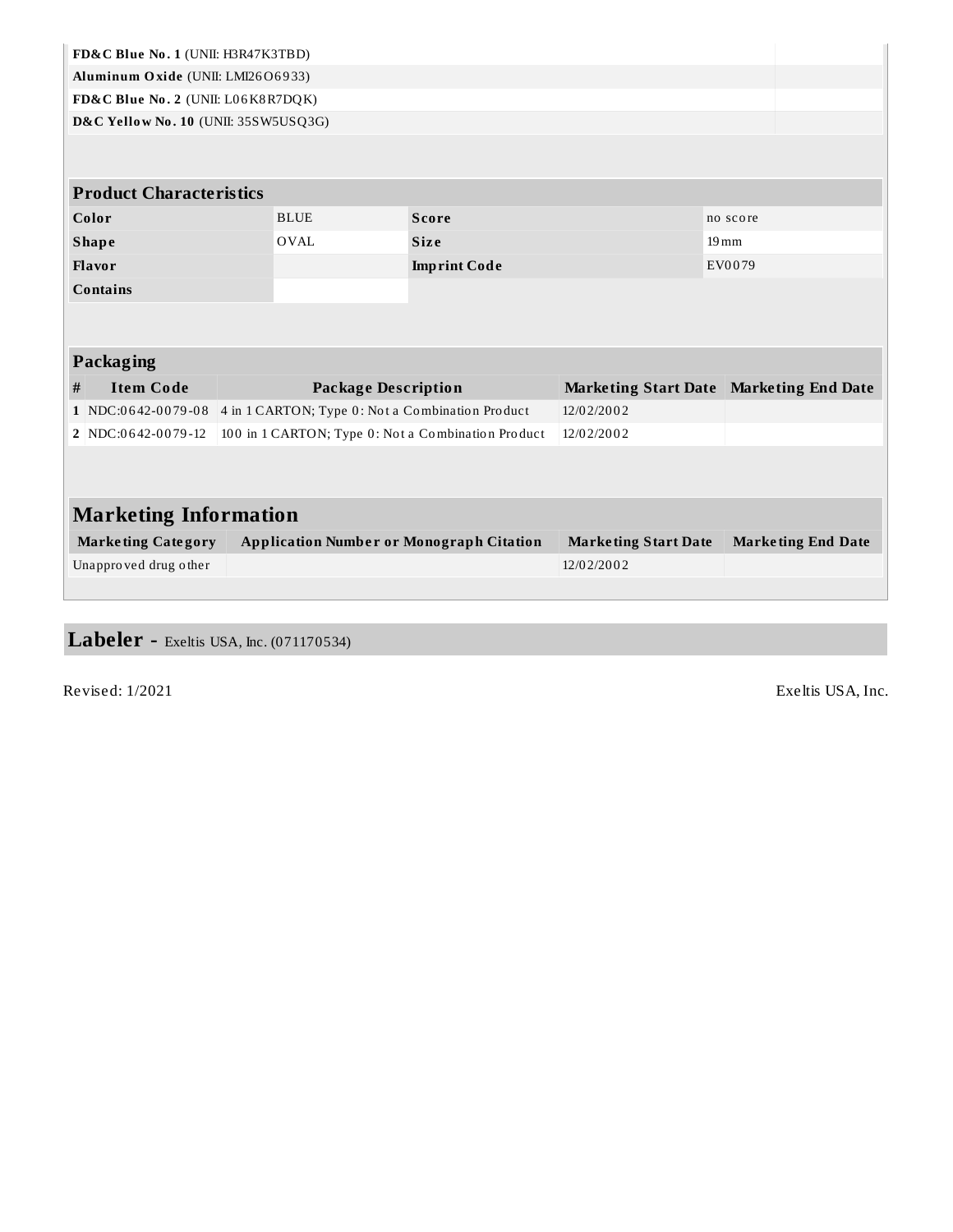| | |
|---|---|
| **FD&C Blue No. 1** (UNII: H3R47K3TBD) | |
| **Aluminum Oxide** (UNII: LMI26O6933) | |
| **FD&C Blue No. 2** (UNII: L06K8R7DQK) | |
| **D&C Yellow No. 10** (UNII: 35SW5USQ3G) | |

| Product Characteristics | | | |
|---|---|---|---|
| **Color** | BLUE | **Score** | no score |
| **Shape** | OVAL | **Size** | 19mm |
| **Flavor** | | **Imprint Code** | EV0079 |
| **Contains** | | | |

**Packaging**

| # | Item Code | Package Description | Marketing Start Date | Marketing End Date |
|---|---|---|---|---|
| 1 | NDC:0642-0079-08 | 4 in 1 CARTON; Type 0: Not a Combination Product | 12/02/2002 | |
| 2 | NDC:0642-0079-12 | 100 in 1 CARTON; Type 0: Not a Combination Product | 12/02/2002 | |

## Marketing Information

| Marketing Category | Application Number or Monograph Citation | Marketing Start Date | Marketing End Date |
|---|---|---|---|
| Unapproved drug other | | 12/02/2002 | |

## Labeler - Exeltis USA, Inc. (071170534)

Revised: 1/2021

Exeltis USA, Inc.